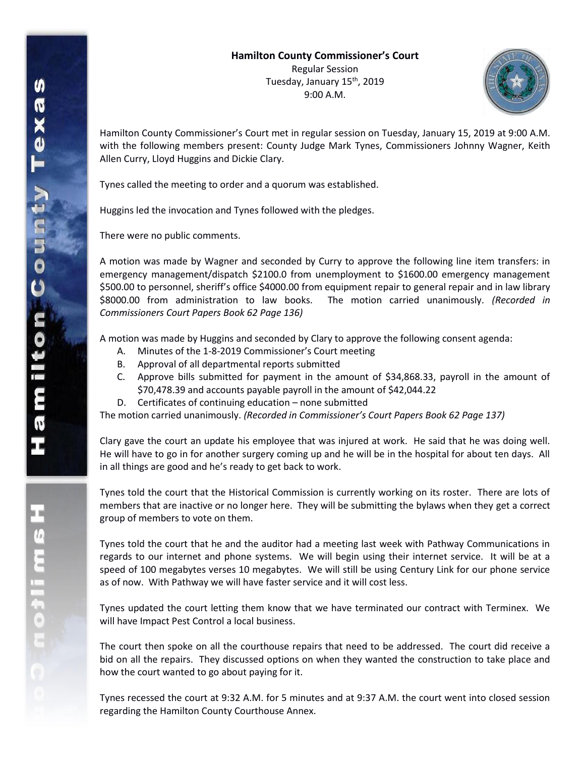**Hamilton County Commissioner's Court**

Regular Session

Tuesday, January 15th, 2019

9:00 A.M.

Hamilton County Commissioner's Court met in regular session on Tuesday, January 15, 2019 at 9:00 A.M. with the following members present: County Judge Mark Tynes, Commissioners Johnny Wagner, Keith Allen Curry, Lloyd Huggins and Dickie Clary.

Tynes called the meeting to order and a quorum was established.

Huggins led the invocation and Tynes followed with the pledges.

There were no public comments.

A motion was made by Wagner and seconded by Curry to approve the following line item transfers: in emergency management/dispatch $2100.0 from unemployment to $1600.00 emergency management $500.00 to personnel, sheriff's office $4000.00 from equipment repair to general repair and in law library $8000.00 from administration to law books. The motion carried unanimously. *(Recorded in Commissioners Court Papers Book 62 Page 136)*

A motion was made by Huggins and seconded by Clary to approve the following consent agenda:

A. Minutes of the 1-8-2019 Commissioner's Court meeting
B. Approval of all departmental reports submitted
C. Approve bills submitted for payment in the amount of $34,868.33, payroll in the amount of $70,478.39 and accounts payable payroll in the amount of $42,044.22
D. Certificates of continuing education – none submitted

The motion carried unanimously. *(Recorded in Commissioner's Court Papers Book 62 Page 137)*

Clary gave the court an update his employee that was injured at work. He said that he was doing well. He will have to go in for another surgery coming up and he will be in the hospital for about ten days. All in all things are good and he's ready to get back to work.

Tynes told the court that the Historical Commission is currently working on its roster. There are lots of members that are inactive or no longer here. They will be submitting the bylaws when they get a correct group of members to vote on them.

Tynes told the court that he and the auditor had a meeting last week with Pathway Communications in regards to our internet and phone systems. We will begin using their internet service. It will be at a speed of 100 megabytes verses 10 megabytes. We will still be using Century Link for our phone service as of now. With Pathway we will have faster service and it will cost less.

Tynes updated the court letting them know that we have terminated our contract with Terminex. We will have Impact Pest Control a local business.

The court then spoke on all the courthouse repairs that need to be addressed. The court did receive a bid on all the repairs. They discussed options on when they wanted the construction to take place and how the court wanted to go about paying for it.

Tynes recessed the court at 9:32 A.M. for 5 minutes and at 9:37 A.M. the court went into closed session regarding the Hamilton County Courthouse Annex.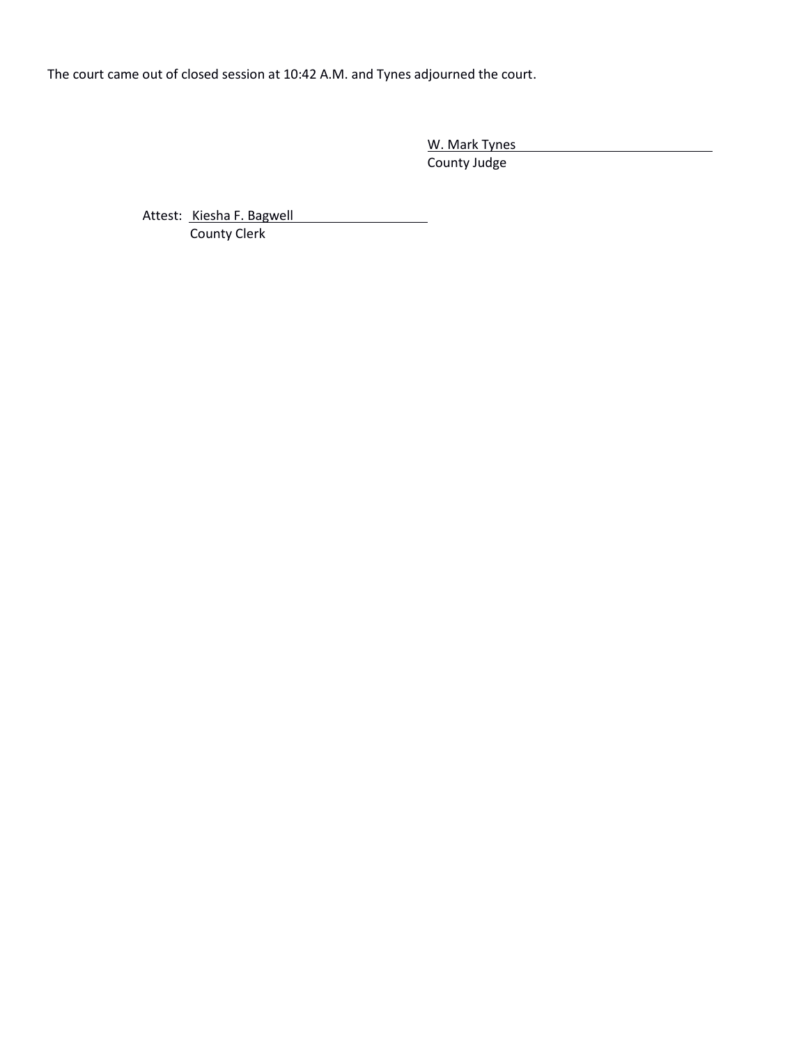The court came out of closed session at 10:42 A.M. and Tynes adjourned the court.

W. Mark Tynes
County Judge

Attest: Kiesha F. Bagwell
County Clerk